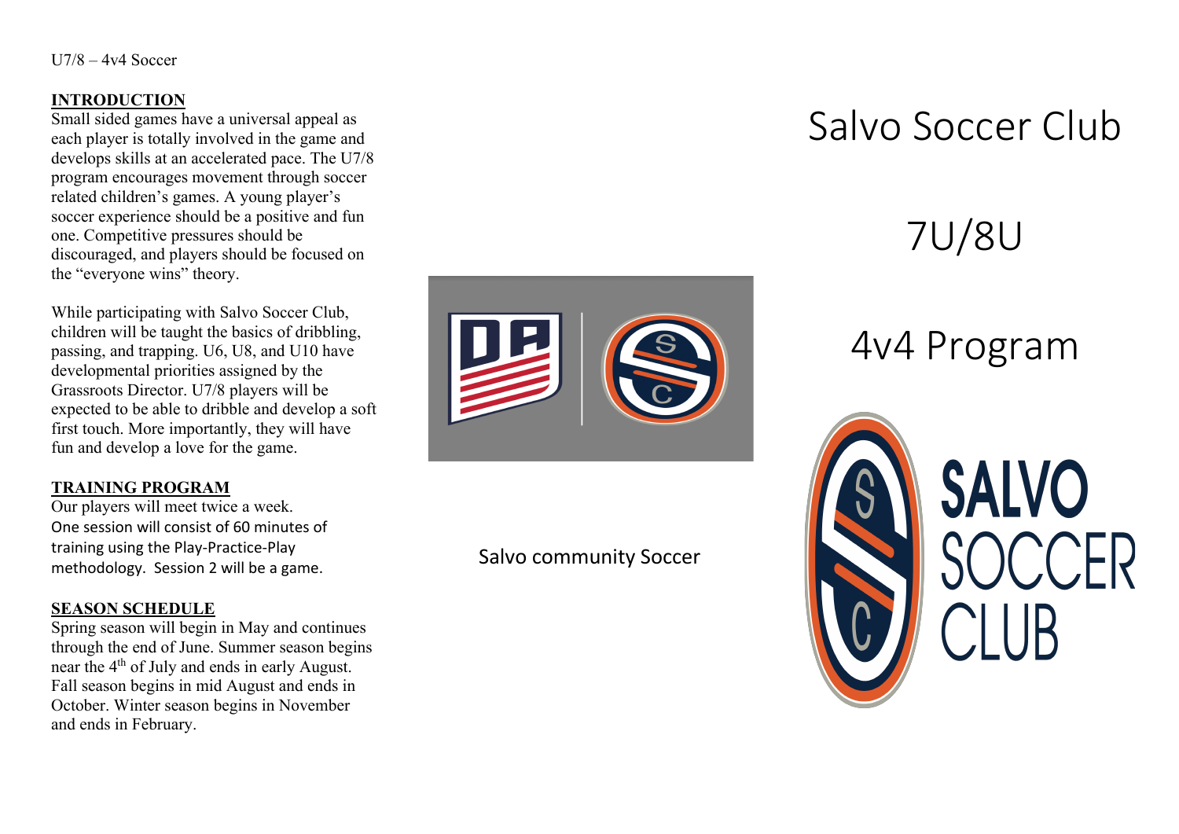U7/8 – 4v4 Soccer

## INTRODUCTION

Small sided games have a universal appeal as each player is totally involved in the game and develops skills at an accelerated pace. The U7/8 program encourages movement through soccer related children's games. A young player's soccer experience should be a positive and fun one. Competitive pressures should be discouraged, and players should be focused on the "everyone wins" theory.

While participating with Salvo Soccer Club, children will be taught the basics of dribbling, passing, and trapping. U6, U8, and U10 have developmental priorities assigned by the Grassroots Director. U7/8 players will be expected to be able to dribble and develop a soft first touch. More importantly, they will have fun and develop a love for the game.

## TRAINING PROGRAM

Our players will meet twice a week.
One session will consist of 60 minutes of training using the Play-Practice-Play methodology. Session 2 will be a game.

## SEASON SCHEDULE

Spring season will begin in May and continues through the end of June. Summer season begins near the 4th of July and ends in early August. Fall season begins in mid August and ends in October. Winter season begins in November and ends in February.

Salvo community Soccer

# Salvo Soccer Club

# 7U/8U

# 4v4 Program

SALVO SOCCER CLUB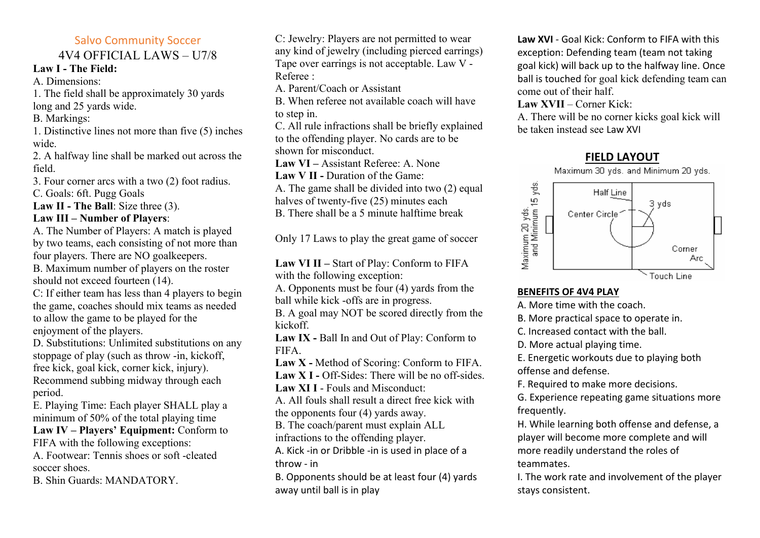Salvo Community Soccer

# 4V4 OFFICIAL LAWS – U7/8

**Law I - The Field:**

A. Dimensions:

1. The field shall be approximately 30 yards long and 25 yards wide.

B. Markings:

1. Distinctive lines not more than five (5) inches wide.
2. A halfway line shall be marked out across the field.
3. Four corner arcs with a two (2) foot radius.

C. Goals: 6ft. Pugg Goals

**Law II - The Ball**: Size three (3).

**Law III – Number of Players**:

A. The Number of Players: A match is played by two teams, each consisting of not more than four players. There are NO goalkeepers.

B. Maximum number of players on the roster should not exceed fourteen (14).

C: If either team has less than 4 players to begin the game, coaches should mix teams as needed to allow the game to be played for the enjoyment of the players.

D. Substitutions: Unlimited substitutions on any stoppage of play (such as throw -in, kickoff, free kick, goal kick, corner kick, injury). Recommend subbing midway through each period.

E. Playing Time: Each player SHALL play a minimum of 50% of the total playing time

**Law IV – Players' Equipment:** Conform to FIFA with the following exceptions:

A. Footwear: Tennis shoes or soft -cleated soccer shoes.

B. Shin Guards: MANDATORY.

C: Jewelry: Players are not permitted to wear any kind of jewelry (including pierced earrings) Tape over earrings is not acceptable. Law V - Referee :

A. Parent/Coach or Assistant

B. When referee not available coach will have to step in.

C. All rule infractions shall be briefly explained to the offending player. No cards are to be shown for misconduct.

**Law VI –** Assistant Referee: A. None

**Law V II -** Duration of the Game:

A. The game shall be divided into two (2) equal halves of twenty-five (25) minutes each

B. There shall be a 5 minute halftime break

Only 17 Laws to play the great game of soccer

**Law VI II –** Start of Play: Conform to FIFA with the following exception:

A. Opponents must be four (4) yards from the ball while kick -offs are in progress.

B. A goal may NOT be scored directly from the kickoff.

**Law IX -** Ball In and Out of Play: Conform to FIFA.

**Law X -** Method of Scoring: Conform to FIFA.

**Law X I -** Off-Sides: There will be no off-sides.

**Law XI I** - Fouls and Misconduct:

A. All fouls shall result a direct free kick with the opponents four (4) yards away.

B. The coach/parent must explain ALL infractions to the offending player.

A. Kick -in or Dribble -in is used in place of a throw - in

B. Opponents should be at least four (4) yards away until ball is in play

**Law XVI** - Goal Kick: Conform to FIFA with this exception: Defending team (team not taking goal kick) will back up to the halfway line. Once ball is touched for goal kick defending team can come out of their half.

**Law XVII** – Corner Kick:

A. There will be no corner kicks goal kick will be taken instead see Law XVI

## FIELD LAYOUT

Maximum 30 yds. and Minimum 20 yds.

Maximum 20 yds. and Minimum 15 yds.

Half Line

3 yds

Center Circle

Corner Arc

Touch Line

## BENEFITS OF 4V4 PLAY

A. More time with the coach.

B. More practical space to operate in.

C. Increased contact with the ball.

D. More actual playing time.

E. Energetic workouts due to playing both offense and defense.

F. Required to make more decisions.

G. Experience repeating game situations more frequently.

H. While learning both offense and defense, a player will become more complete and will more readily understand the roles of teammates.

I. The work rate and involvement of the player stays consistent.